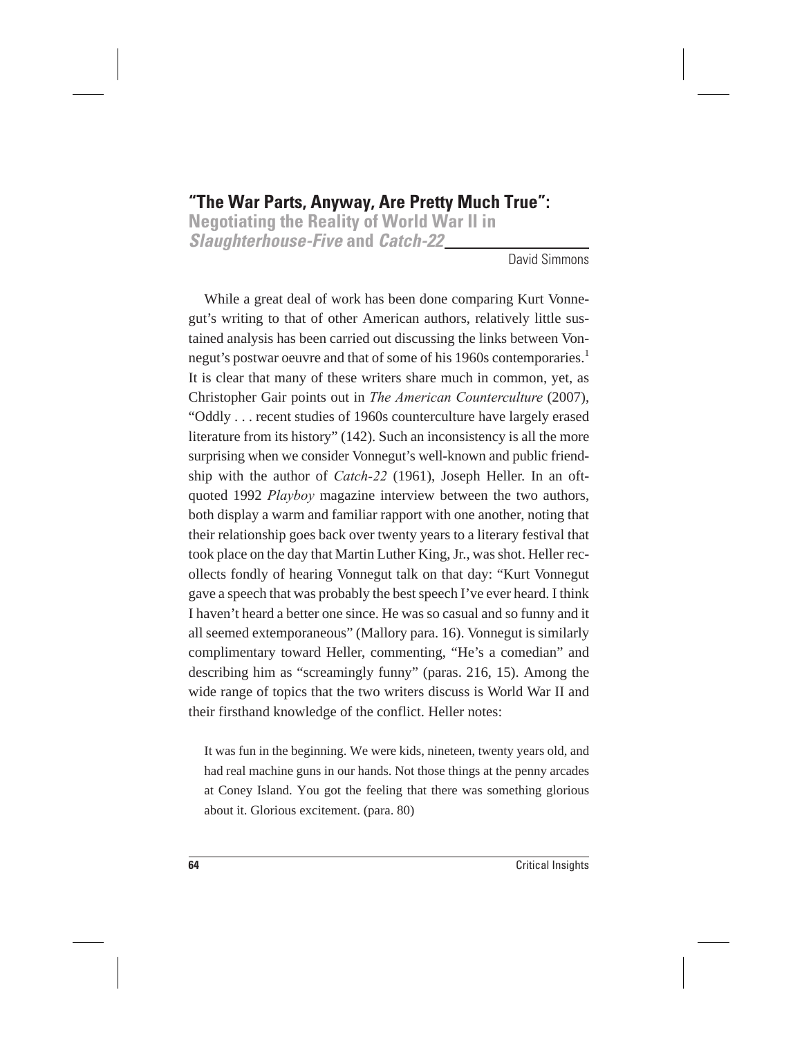# "The War Parts, Anyway, Are Pretty Much True": Negotiating the Reality of World War II in *Slaughterhouse-Five* and *Catch-22*

David Simmons

While a great deal of work has been done comparing Kurt Vonnegut's writing to that of other American authors, relatively little sustained analysis has been carried out discussing the links between Vonnegut's postwar oeuvre and that of some of his 1960s contemporaries.[1] It is clear that many of these writers share much in common, yet, as Christopher Gair points out in *The American Counterculture* (2007), "Oddly . . . recent studies of 1960s counterculture have largely erased literature from its history" (142). Such an inconsistency is all the more surprising when we consider Vonnegut's well-known and public friendship with the author of *Catch-22* (1961), Joseph Heller. In an oft-quoted 1992 *Playboy* magazine interview between the two authors, both display a warm and familiar rapport with one another, noting that their relationship goes back over twenty years to a literary festival that took place on the day that Martin Luther King, Jr., was shot. Heller recollects fondly of hearing Vonnegut talk on that day: "Kurt Vonnegut gave a speech that was probably the best speech I've ever heard. I think I haven't heard a better one since. He was so casual and so funny and it all seemed extemporaneous" (Mallory para. 16). Vonnegut is similarly complimentary toward Heller, commenting, "He's a comedian" and describing him as "screamingly funny" (paras. 216, 15). Among the wide range of topics that the two writers discuss is World War II and their firsthand knowledge of the conflict. Heller notes:

> It was fun in the beginning. We were kids, nineteen, twenty years old, and had real machine guns in our hands. Not those things at the penny arcades at Coney Island. You got the feeling that there was something glorious about it. Glorious excitement. (para. 80)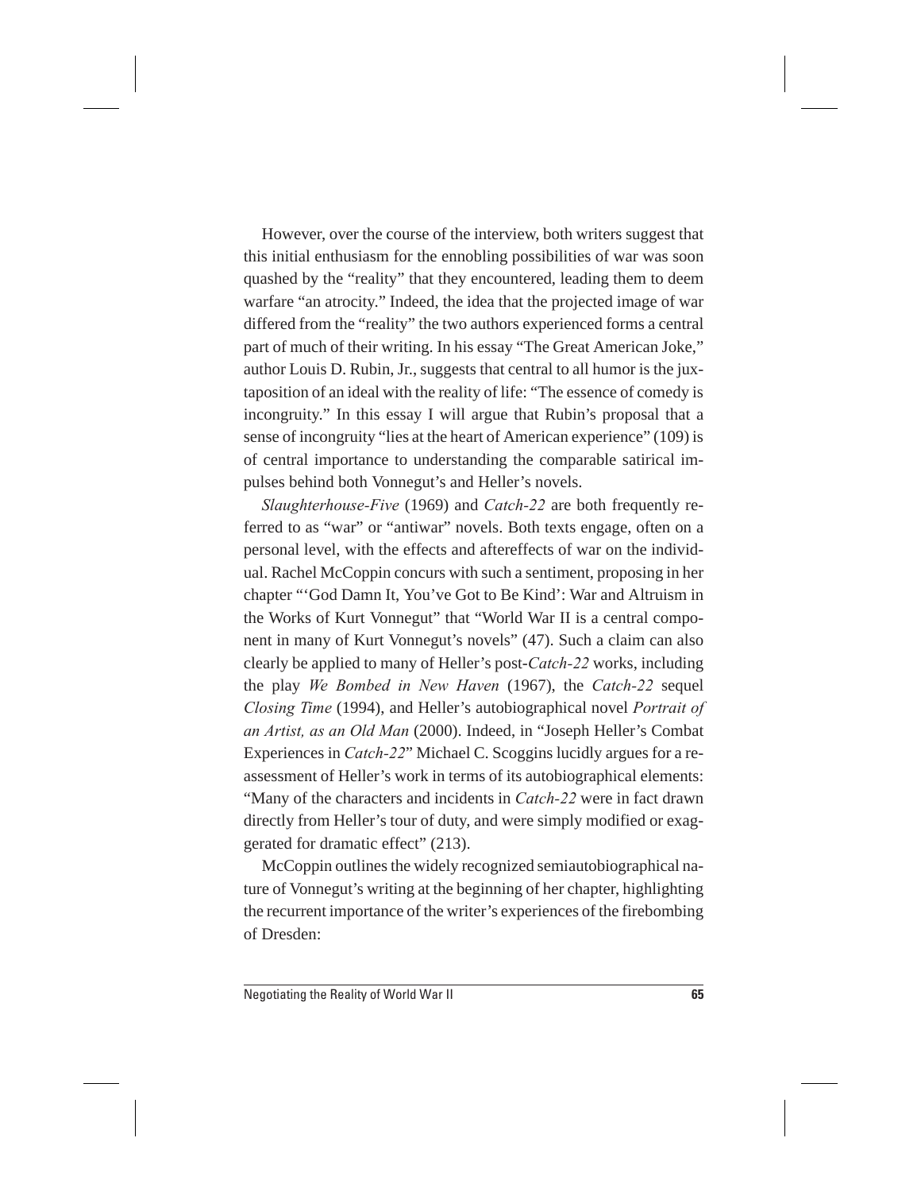However, over the course of the interview, both writers suggest that this initial enthusiasm for the ennobling possibilities of war was soon quashed by the "reality" that they encountered, leading them to deem warfare "an atrocity." Indeed, the idea that the projected image of war differed from the "reality" the two authors experienced forms a central part of much of their writing. In his essay "The Great American Joke," author Louis D. Rubin, Jr., suggests that central to all humor is the juxtaposition of an ideal with the reality of life: "The essence of comedy is incongruity." In this essay I will argue that Rubin's proposal that a sense of incongruity "lies at the heart of American experience" (109) is of central importance to understanding the comparable satirical impulses behind both Vonnegut's and Heller's novels.

*Slaughterhouse-Five* (1969) and *Catch-22* are both frequently referred to as "war" or "antiwar" novels. Both texts engage, often on a personal level, with the effects and aftereffects of war on the individual. Rachel McCoppin concurs with such a sentiment, proposing in her chapter "'God Damn It, You've Got to Be Kind': War and Altruism in the Works of Kurt Vonnegut" that "World War II is a central component in many of Kurt Vonnegut's novels" (47). Such a claim can also clearly be applied to many of Heller's post-*Catch-22* works, including the play *We Bombed in New Haven* (1967), the *Catch-22* sequel *Closing Time* (1994), and Heller's autobiographical novel *Portrait of an Artist, as an Old Man* (2000). Indeed, in "Joseph Heller's Combat Experiences in *Catch-22*" Michael C. Scoggins lucidly argues for a reassessment of Heller's work in terms of its autobiographical elements: "Many of the characters and incidents in *Catch-22* were in fact drawn directly from Heller's tour of duty, and were simply modified or exaggerated for dramatic effect" (213).

McCoppin outlines the widely recognized semiautobiographical nature of Vonnegut's writing at the beginning of her chapter, highlighting the recurrent importance of the writer's experiences of the firebombing of Dresden: